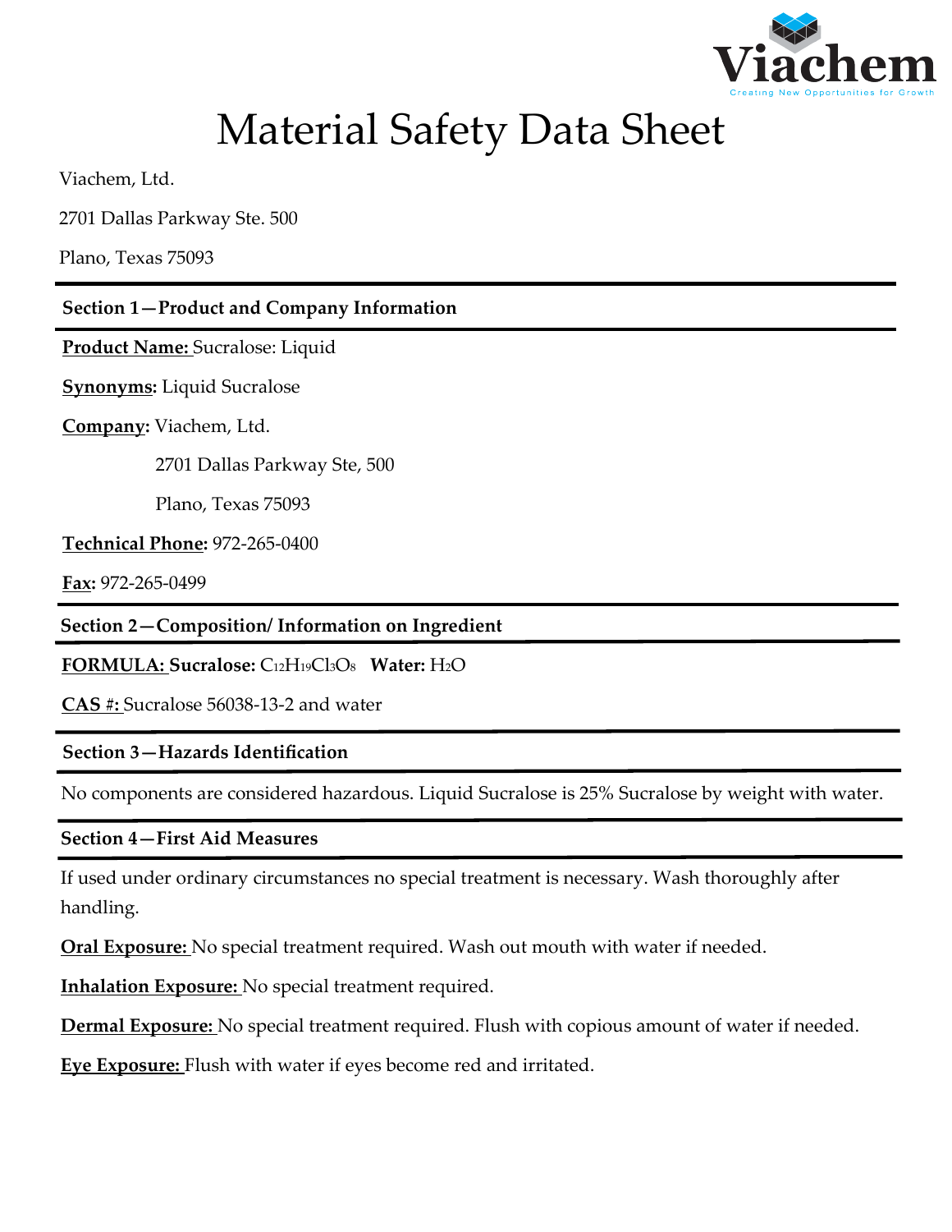# Material Safety Data Sheet

Viachem, Ltd.

2701 Dallas Parkway Ste. 500

Plano, Texas 75093

## Section 1—Product and Company Information

**Product Name:** Sucralose: Liquid

**Synonyms:** Liquid Sucralose

**Company:** Viachem, Ltd.

2701 Dallas Parkway Ste, 500

Plano, Texas 75093

**Technical Phone:** 972-265-0400

**Fax:** 972-265-0499

## Section 2—Composition/ Information on Ingredient

**FORMULA: Sucralose:** $C_{12}H_{19}Cl_3O_8$ **Water:** $H_2O$

**CAS #:** Sucralose 56038-13-2 and water

## Section 3—Hazards Identification

No components are considered hazardous. Liquid Sucralose is 25% Sucralose by weight with water.

## Section 4—First Aid Measures

If used under ordinary circumstances no special treatment is necessary. Wash thoroughly after handling.

**Oral Exposure:** No special treatment required. Wash out mouth with water if needed.

**Inhalation Exposure:** No special treatment required.

**Dermal Exposure:** No special treatment required. Flush with copious amount of water if needed.

**Eye Exposure:** Flush with water if eyes become red and irritated.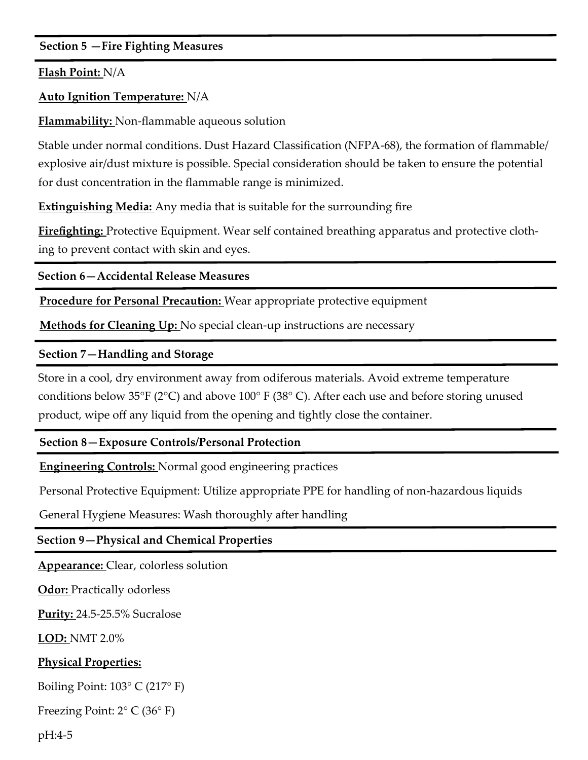## Section 5 —Fire Fighting Measures

**Flash Point:** N/A

**Auto Ignition Temperature:** N/A

**Flammability:** Non-flammable aqueous solution

Stable under normal conditions. Dust Hazard Classification (NFPA-68), the formation of flammable/ explosive air/dust mixture is possible. Special consideration should be taken to ensure the potential for dust concentration in the flammable range is minimized.

**Extinguishing Media:** Any media that is suitable for the surrounding fire

**Firefighting:** Protective Equipment. Wear self contained breathing apparatus and protective clothing to prevent contact with skin and eyes.

## Section 6—Accidental Release Measures

**Procedure for Personal Precaution:** Wear appropriate protective equipment

**Methods for Cleaning Up:** No special clean-up instructions are necessary

## Section 7—Handling and Storage

Store in a cool, dry environment away from odiferous materials. Avoid extreme temperature conditions below 35°F (2°C) and above 100° F (38° C). After each use and before storing unused product, wipe off any liquid from the opening and tightly close the container.

## Section 8—Exposure Controls/Personal Protection

**Engineering Controls:** Normal good engineering practices

Personal Protective Equipment: Utilize appropriate PPE for handling of non-hazardous liquids

General Hygiene Measures: Wash thoroughly after handling

## Section 9—Physical and Chemical Properties

**Appearance:** Clear, colorless solution

**Odor:** Practically odorless

**Purity:** 24.5-25.5% Sucralose

**LOD:** NMT 2.0%

**Physical Properties:**

Boiling Point: 103° C (217° F)

Freezing Point: 2° C (36° F)

pH:4-5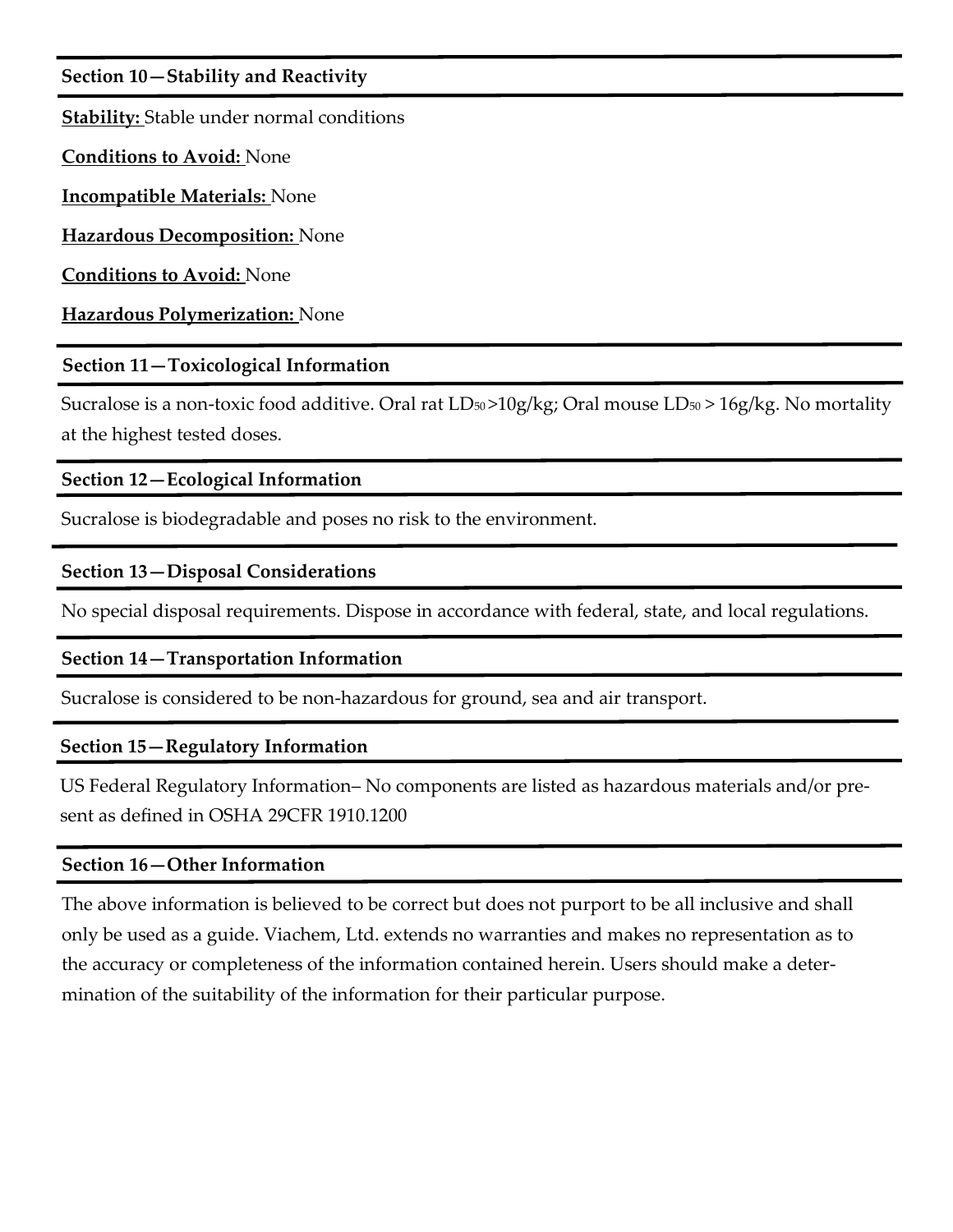## Section 10—Stability and Reactivity

**Stability:** Stable under normal conditions

**Conditions to Avoid:** None

**Incompatible Materials:** None

**Hazardous Decomposition:** None

**Conditions to Avoid:** None

**Hazardous Polymerization:** None

## Section 11—Toxicological Information

Sucralose is a non-toxic food additive. Oral rat $LD_{50}$ >10g/kg; Oral mouse $LD_{50}$ > 16g/kg. No mortality at the highest tested doses.

## Section 12—Ecological Information

Sucralose is biodegradable and poses no risk to the environment.

## Section 13—Disposal Considerations

No special disposal requirements. Dispose in accordance with federal, state, and local regulations.

## Section 14—Transportation Information

Sucralose is considered to be non-hazardous for ground, sea and air transport.

## Section 15—Regulatory Information

US Federal Regulatory Information– No components are listed as hazardous materials and/or present as defined in OSHA 29CFR 1910.1200

## Section 16—Other Information

The above information is believed to be correct but does not purport to be all inclusive and shall only be used as a guide. Viachem, Ltd. extends no warranties and makes no representation as to the accuracy or completeness of the information contained herein. Users should make a determination of the suitability of the information for their particular purpose.